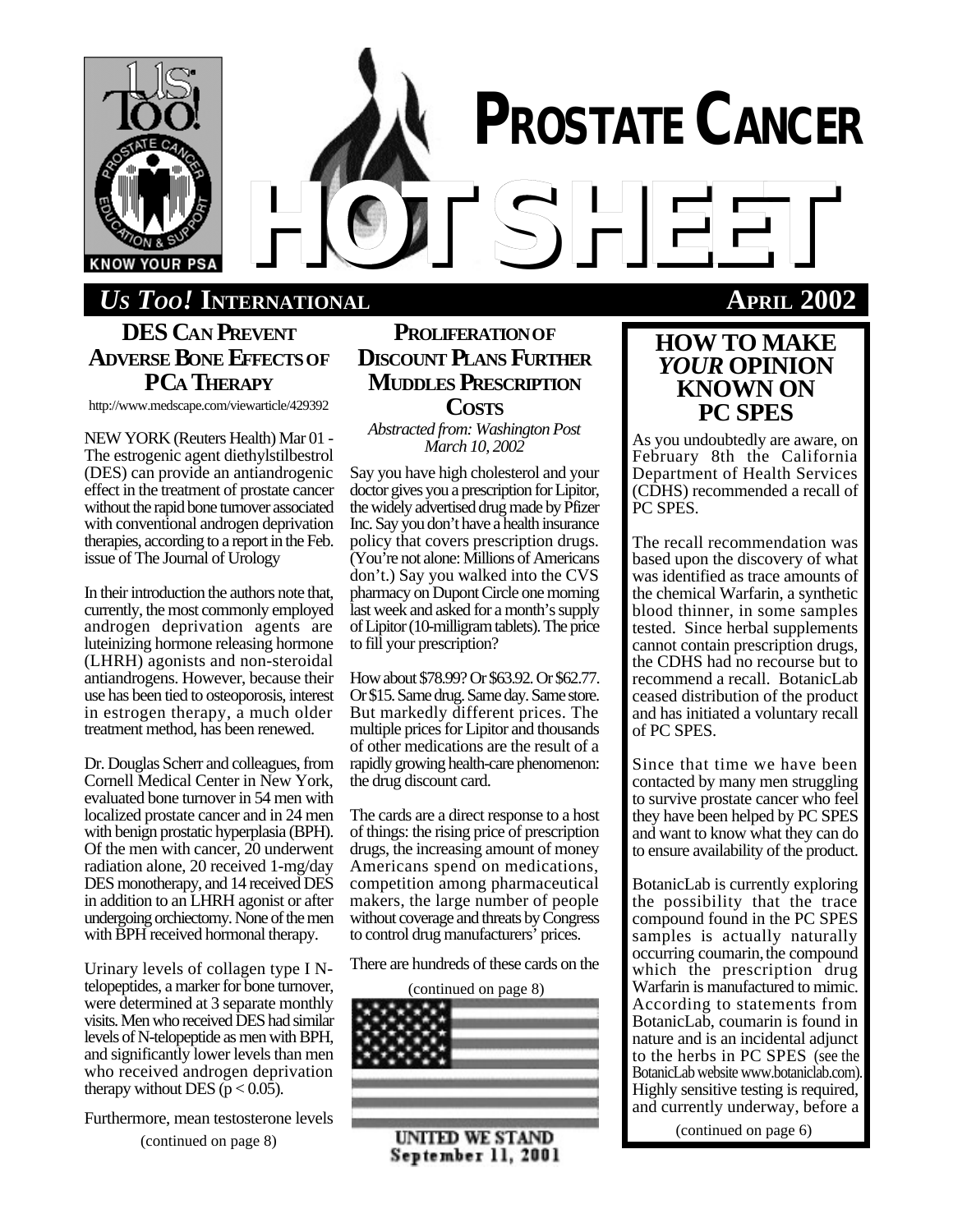# PROSTATE CANCER HOT SHEET

## *US TOO!* INTERNATIONAL — APRIL 2002

## DES CAN PREVENT ADVERSE BONE EFFECTS OF PCA THERAPY

http://www.medscape.com/viewarticle/429392

NEW YORK (Reuters Health) Mar 01 - The estrogenic agent diethylstilbestrol (DES) can provide an antiandrogenic effect in the treatment of prostate cancer without the rapid bone turnover associated with conventional androgen deprivation therapies, according to a report in the Feb. issue of The Journal of Urology

In their introduction the authors note that, currently, the most commonly employed androgen deprivation agents are luteinizing hormone releasing hormone (LHRH) agonists and non-steroidal antiandrogens. However, because their use has been tied to osteoporosis, interest in estrogen therapy, a much older treatment method, has been renewed.

Dr. Douglas Scherr and colleagues, from Cornell Medical Center in New York, evaluated bone turnover in 54 men with localized prostate cancer and in 24 men with benign prostatic hyperplasia (BPH). Of the men with cancer, 20 underwent radiation alone, 20 received 1-mg/day DES monotherapy, and 14 received DES in addition to an LHRH agonist or after undergoing orchiectomy. None of the men with BPH received hormonal therapy.

Urinary levels of collagen type I N-telopeptides, a marker for bone turnover, were determined at 3 separate monthly visits. Men who received DES had similar levels of N-telopeptide as men with BPH, and significantly lower levels than men who received androgen deprivation therapy without DES ($p < 0.05$).

Furthermore, mean testosterone levels

(continued on page 8)

## PROLIFERATION OF DISCOUNT PLANS FURTHER MUDDLES PRESCRIPTION COSTS

*Abstracted from: Washington Post March 10, 2002*

Say you have high cholesterol and your doctor gives you a prescription for Lipitor, the widely advertised drug made by Pfizer Inc. Say you don't have a health insurance policy that covers prescription drugs. (You're not alone: Millions of Americans don't.) Say you walked into the CVS pharmacy on Dupont Circle one morning last week and asked for a month's supply of Lipitor (10-milligram tablets). The price to fill your prescription?

How about $78.99? Or $63.92. Or $62.77. Or $15. Same drug. Same day. Same store. But markedly different prices. The multiple prices for Lipitor and thousands of other medications are the result of a rapidly growing health-care phenomenon: the drug discount card.

The cards are a direct response to a host of things: the rising price of prescription drugs, the increasing amount of money Americans spend on medications, competition among pharmaceutical makers, the large number of people without coverage and threats by Congress to control drug manufacturers' prices.

There are hundreds of these cards on the

(continued on page 8)

UNITED WE STAND
September 11, 2001

## HOW TO MAKE *YOUR* OPINION KNOWN ON PC SPES

As you undoubtedly are aware, on February 8th the California Department of Health Services (CDHS) recommended a recall of PC SPES.

The recall recommendation was based upon the discovery of what was identified as trace amounts of the chemical Warfarin, a synthetic blood thinner, in some samples tested. Since herbal supplements cannot contain prescription drugs, the CDHS had no recourse but to recommend a recall. BotanicLab ceased distribution of the product and has initiated a voluntary recall of PC SPES.

Since that time we have been contacted by many men struggling to survive prostate cancer who feel they have been helped by PC SPES and want to know what they can do to ensure availability of the product.

BotanicLab is currently exploring the possibility that the trace compound found in the PC SPES samples is actually naturally occurring coumarin, the compound which the prescription drug Warfarin is manufactured to mimic. According to statements from BotanicLab, coumarin is found in nature and is an incidental adjunct to the herbs in PC SPES (see the BotanicLab website www.botaniclab.com). Highly sensitive testing is required, and currently underway, before a

(continued on page 6)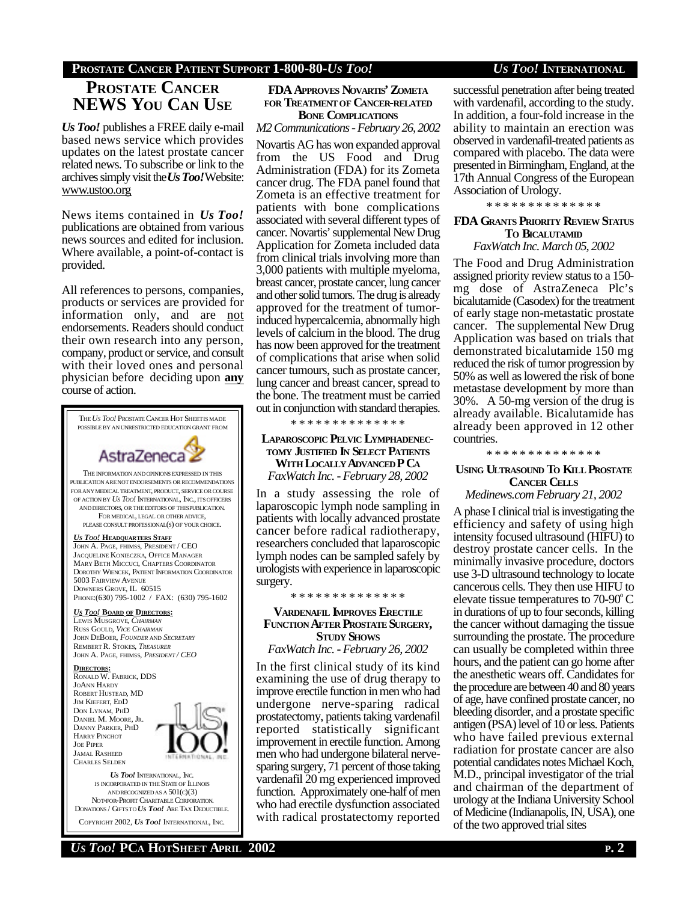## PROSTATE CANCER NEWS YOU CAN USE

***Us Too!*** publishes a FREE daily e-mail based news service which provides updates on the latest prostate cancer related news. To subscribe or link to the archives simply visit the ***Us Too!*** Website: www.ustoo.org

News items contained in ***Us Too!*** publications are obtained from various news sources and edited for inclusion. Where available, a point-of-contact is provided.

All references to persons, companies, products or services are provided for information only, and are not endorsements. Readers should conduct their own research into any person, company, product or service, and consult with their loved ones and personal physician before deciding upon **any** course of action.

THE *US TOO!* PROSTATE CANCER HOT SHEET IS MADE POSSIBLE BY AN UNRESTRICTED EDUCATION GRANT FROM

AstraZeneca

THE INFORMATION AND OPINIONS EXPRESSED IN THIS PUBLICATION ARE NOT ENDORSEMENTS OR RECOMMENDATIONS FOR ANY MEDICAL TREATMENT, PRODUCT, SERVICE OR COURSE OF ACTION BY *US TOO!* INTERNATIONAL, INC., ITS OFFICERS AND DIRECTORS, OR THE EDITORS OF THIS PUBLICATION. FOR MEDICAL, LEGAL OR OTHER ADVICE, PLEASE CONSULT PROFESSIONAL(S) OF YOUR CHOICE.

***US TOO!* HEADQUARTERS STAFF**
JOHN A. PAGE, FHIMSS, PRESIDENT / CEO
JACQUELINE KONIECZKA, OFFICE MANAGER
MARY BETH MICCUCI, CHAPTERS COORDINATOR
DOROTHY WIENCEK, PATIENT INFORMATION COORDINATOR
5003 FAIRVIEW AVENUE
DOWNERS GROVE, IL 60515
PHONE:(630) 795-1002 / FAX: (630) 795-1602

***US TOO!* BOARD OF DIRECTORS:**
LEWIS MUSGROVE, *CHAIRMAN*
RUSS GOULD, *VICE CHAIRMAN*
JOHN DEBOER, *FOUNDER AND SECRETARY*
REMBERT R. STOKES, *TREASURER*
JOHN A. PAGE, FHIMSS, *PRESIDENT / CEO*

**DIRECTORS:**
RONALD W. FABRICK, DDS
JOANN HARDY
ROBERT HUSTEAD, MD
JIM KIEFERT, EDD
DON LYNAM, PHD
DANIEL M. MOORE, JR.
DANNY PARKER, PHD
HARRY PINCHOT
JOE PIPER
JAMAL RASHEED
CHARLES SELDEN

***US TOO!* INTERNATIONAL, INC.** IS INCORPORATED IN THE STATE OF ILLINOIS AND RECOGNIZED AS A 501(C)(3) NOT-FOR-PROFIT CHARITABLE CORPORATION. DONATIONS / GIFTS TO ***US TOO!*** ARE TAX DEDUCTIBLE.

COPYRIGHT 2002, ***US TOO!*** INTERNATIONAL, INC.

### FDA APPROVES NOVARTIS' ZOMETA FOR TREATMENT OF CANCER-RELATED BONE COMPLICATIONS

*M2 Communications - February 26, 2002*

Novartis AG has won expanded approval from the US Food and Drug Administration (FDA) for its Zometa cancer drug. The FDA panel found that Zometa is an effective treatment for patients with bone complications associated with several different types of cancer. Novartis' supplemental New Drug Application for Zometa included data from clinical trials involving more than 3,000 patients with multiple myeloma, breast cancer, prostate cancer, lung cancer and other solid tumors. The drug is already approved for the treatment of tumor-induced hypercalcemia, abnormally high levels of calcium in the blood. The drug has now been approved for the treatment of complications that arise when solid cancer tumours, such as prostate cancer, lung cancer and breast cancer, spread to the bone. The treatment must be carried out in conjunction with standard therapies.

\* \* \* \* \* \* \* \* \* \* \* \* \* \*

### LAPAROSCOPIC PELVIC LYMPHADENECTOMY JUSTIFIED IN SELECT PATIENTS WITH LOCALLY ADVANCED P CA

*FaxWatch Inc. - February 28, 2002*

In a study assessing the role of laparoscopic lymph node sampling in patients with locally advanced prostate cancer before radical radiotherapy, researchers concluded that laparoscopic lymph nodes can be sampled safely by urologists with experience in laparoscopic surgery.

\* \* \* \* \* \* \* \* \* \* \* \* \* \*

### VARDENAFIL IMPROVES ERECTILE FUNCTION AFTER PROSTATE SURGERY, STUDY SHOWS

*FaxWatch Inc. - February 26, 2002*

In the first clinical study of its kind examining the use of drug therapy to improve erectile function in men who had undergone nerve-sparing radical prostatectomy, patients taking vardenafil reported statistically significant improvement in erectile function. Among men who had undergone bilateral nerve-sparing surgery, 71 percent of those taking vardenafil 20 mg experienced improved function. Approximately one-half of men who had erectile dysfunction associated with radical prostatectomy reported successful penetration after being treated with vardenafil, according to the study. In addition, a four-fold increase in the ability to maintain an erection was observed in vardenafil-treated patients as compared with placebo. The data were presented in Birmingham, England, at the 17th Annual Congress of the European Association of Urology.

\* \* \* \* \* \* \* \* \* \* \* \* \* \*

### FDA GRANTS PRIORITY REVIEW STATUS TO BICALUTAMID

*FaxWatch Inc. March 05, 2002*

The Food and Drug Administration assigned priority review status to a 150-mg dose of AstraZeneca Plc's bicalutamide (Casodex) for the treatment of early stage non-metastatic prostate cancer. The supplemental New Drug Application was based on trials that demonstrated bicalutamide 150 mg reduced the risk of tumor progression by 50% as well as lowered the risk of bone metastase development by more than 30%. A 50-mg version of the drug is already available. Bicalutamide has already been approved in 12 other countries.

\* \* \* \* \* \* \* \* \* \* \* \* \* \*

### USING ULTRASOUND TO KILL PROSTATE CANCER CELLS

*Medinews.com February 21, 2002*

A phase I clinical trial is investigating the efficiency and safety of using high intensity focused ultrasound (HIFU) to destroy prostate cancer cells. In the minimally invasive procedure, doctors use 3-D ultrasound technology to locate cancerous cells. They then use HIFU to elevate tissue temperatures to 70-90°C in durations of up to four seconds, killing the cancer without damaging the tissue surrounding the prostate. The procedure can usually be completed within three hours, and the patient can go home after the anesthetic wears off. Candidates for the procedure are between 40 and 80 years of age, have confined prostate cancer, no bleeding disorder, and a prostate specific antigen (PSA) level of 10 or less. Patients who have failed previous external radiation for prostate cancer are also potential candidates notes Michael Koch, M.D., principal investigator of the trial and chairman of the department of urology at the Indiana University School of Medicine (Indianapolis, IN, USA), one of the two approved trial sites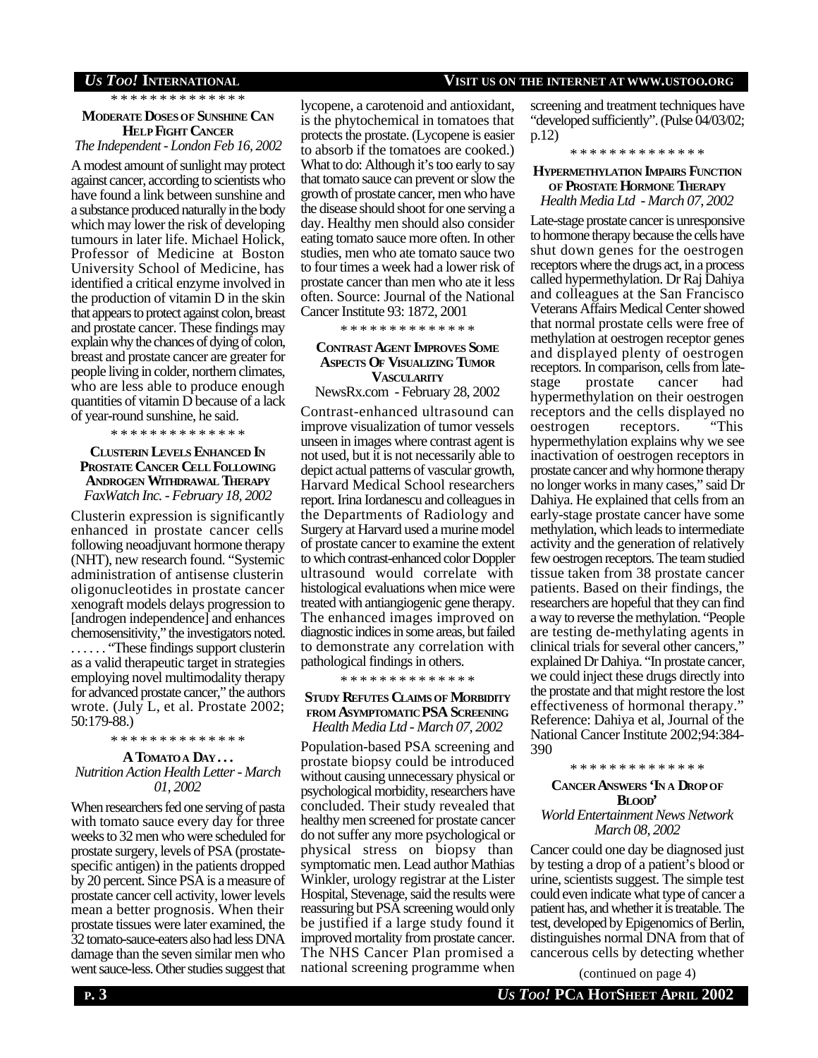\* \* \* \* \* \* \* \* \* \* \* \* \* \*

### MODERATE DOSES OF SUNSHINE CAN HELP FIGHT CANCER

*The Independent - London Feb 16, 2002*

A modest amount of sunlight may protect against cancer, according to scientists who have found a link between sunshine and a substance produced naturally in the body which may lower the risk of developing tumours in later life. Michael Holick, Professor of Medicine at Boston University School of Medicine, has identified a critical enzyme involved in the production of vitamin D in the skin that appears to protect against colon, breast and prostate cancer. These findings may explain why the chances of dying of colon, breast and prostate cancer are greater for people living in colder, northern climates, who are less able to produce enough quantities of vitamin D because of a lack of year-round sunshine, he said.

\* \* \* \* \* \* \* \* \* \* \* \* \* \*

### CLUSTERIN LEVELS ENHANCED IN PROSTATE CANCER CELL FOLLOWING ANDROGEN WITHDRAWAL THERAPY

*FaxWatch Inc. - February 18, 2002*

Clusterin expression is significantly enhanced in prostate cancer cells following neoadjuvant hormone therapy (NHT), new research found. "Systemic administration of antisense clusterin oligonucleotides in prostate cancer xenograft models delays progression to [androgen independence] and enhances chemosensitivity," the investigators noted. . . . . . "These findings support clusterin as a valid therapeutic target in strategies employing novel multimodality therapy for advanced prostate cancer," the authors wrote. (July L, et al. Prostate 2002; 50:179-88.)

\* \* \* \* \* \* \* \* \* \* \* \* \* \*

### A TOMATO A DAY . . .

*Nutrition Action Health Letter - March 01, 2002*

When researchers fed one serving of pasta with tomato sauce every day for three weeks to 32 men who were scheduled for prostate surgery, levels of PSA (prostate-specific antigen) in the patients dropped by 20 percent. Since PSA is a measure of prostate cancer cell activity, lower levels mean a better prognosis. When their prostate tissues were later examined, the 32 tomato-sauce-eaters also had less DNA damage than the seven similar men who went sauce-less. Other studies suggest that lycopene, a carotenoid and antioxidant, is the phytochemical in tomatoes that protects the prostate. (Lycopene is easier to absorb if the tomatoes are cooked.) What to do: Although it's too early to say that tomato sauce can prevent or slow the growth of prostate cancer, men who have the disease should shoot for one serving a day. Healthy men should also consider eating tomato sauce more often. In other studies, men who ate tomato sauce two to four times a week had a lower risk of prostate cancer than men who ate it less often. Source: Journal of the National Cancer Institute 93: 1872, 2001

\* \* \* \* \* \* \* \* \* \* \* \* \* \*

### CONTRAST AGENT IMPROVES SOME ASPECTS OF VISUALIZING TUMOR VASCULARITY

NewsRx.com - February 28, 2002

Contrast-enhanced ultrasound can improve visualization of tumor vessels unseen in images where contrast agent is not used, but it is not necessarily able to depict actual patterns of vascular growth, Harvard Medical School researchers report. Irina Iordanescu and colleagues in the Departments of Radiology and Surgery at Harvard used a murine model of prostate cancer to examine the extent to which contrast-enhanced color Doppler ultrasound would correlate with histological evaluations when mice were treated with antiangiogenic gene therapy. The enhanced images improved on diagnostic indices in some areas, but failed to demonstrate any correlation with pathological findings in others.

\* \* \* \* \* \* \* \* \* \* \* \* \* \*

### STUDY REFUTES CLAIMS OF MORBIDITY FROM ASYMPTOMATIC PSA SCREENING

*Health Media Ltd - March 07, 2002*

Population-based PSA screening and prostate biopsy could be introduced without causing unnecessary physical or psychological morbidity, researchers have concluded. Their study revealed that healthy men screened for prostate cancer do not suffer any more psychological or physical stress on biopsy than symptomatic men. Lead author Mathias Winkler, urology registrar at the Lister Hospital, Stevenage, said the results were reassuring but PSA screening would only be justified if a large study found it improved mortality from prostate cancer. The NHS Cancer Plan promised a national screening programme when screening and treatment techniques have "developed sufficiently". (Pulse 04/03/02; p.12)

\* \* \* \* \* \* \* \* \* \* \* \* \* \*

### HYPERMETHYLATION IMPAIRS FUNCTION OF PROSTATE HORMONE THERAPY

*Health Media Ltd - March 07, 2002*

Late-stage prostate cancer is unresponsive to hormone therapy because the cells have shut down genes for the oestrogen receptors where the drugs act, in a process called hypermethylation. Dr Raj Dahiya and colleagues at the San Francisco Veterans Affairs Medical Center showed that normal prostate cells were free of methylation at oestrogen receptor genes and displayed plenty of oestrogen receptors. In comparison, cells from late-stage prostate cancer had hypermethylation on their oestrogen receptors and the cells displayed no oestrogen receptors. "This hypermethylation explains why we see inactivation of oestrogen receptors in prostate cancer and why hormone therapy no longer works in many cases," said Dr Dahiya. He explained that cells from an early-stage prostate cancer have some methylation, which leads to intermediate activity and the generation of relatively few oestrogen receptors. The team studied tissue taken from 38 prostate cancer patients. Based on their findings, the researchers are hopeful that they can find a way to reverse the methylation. "People are testing de-methylating agents in clinical trials for several other cancers," explained Dr Dahiya. "In prostate cancer, we could inject these drugs directly into the prostate and that might restore the lost effectiveness of hormonal therapy." Reference: Dahiya et al, Journal of the National Cancer Institute 2002;94:384-390

\* \* \* \* \* \* \* \* \* \* \* \* \* \*

### CANCER ANSWERS 'IN A DROP OF BLOOD'

*World Entertainment News Network March 08, 2002*

Cancer could one day be diagnosed just by testing a drop of a patient's blood or urine, scientists suggest. The simple test could even indicate what type of cancer a patient has, and whether it is treatable. The test, developed by Epigenomics of Berlin, distinguishes normal DNA from that of cancerous cells by detecting whether

(continued on page 4)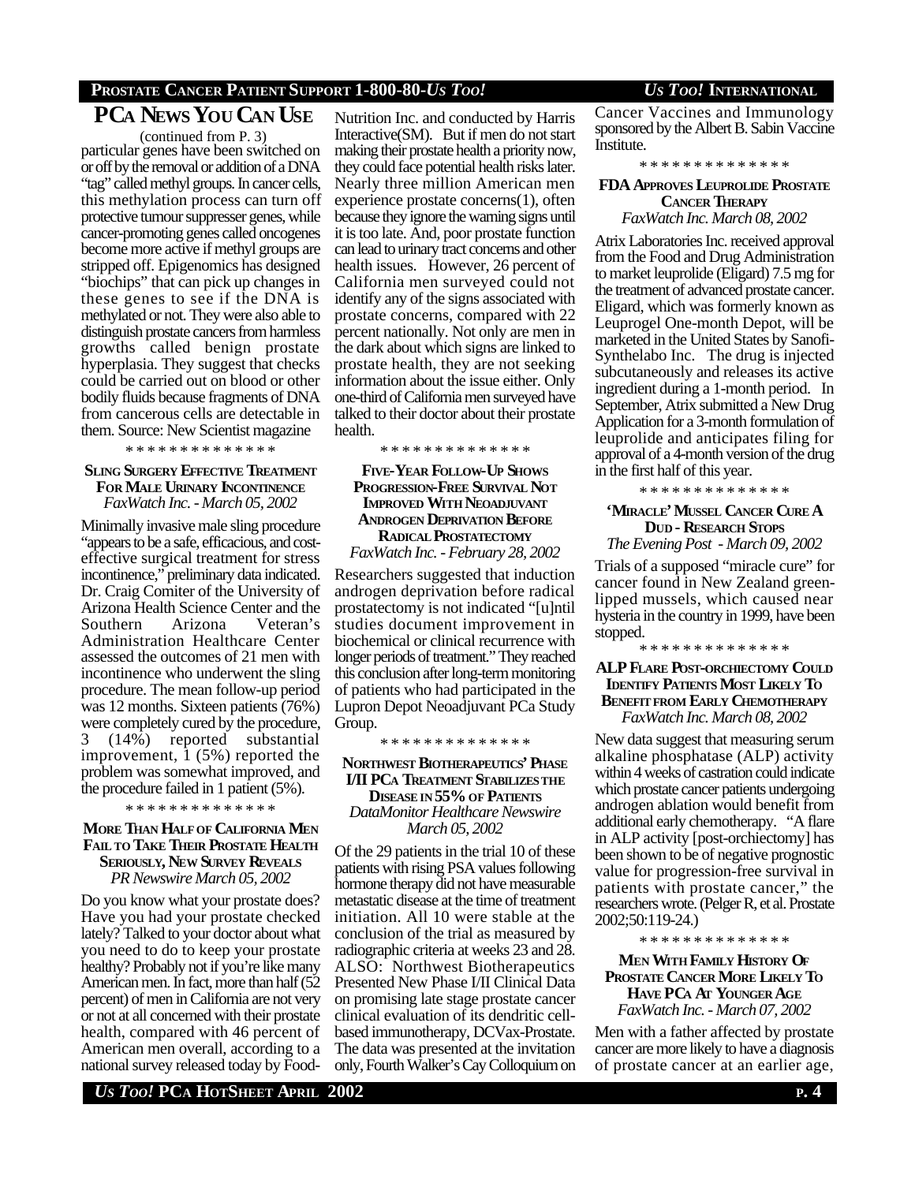## PCA NEWS YOU CAN USE

(continued from P. 3)

particular genes have been switched on or off by the removal or addition of a DNA "tag" called methyl groups. In cancer cells, this methylation process can turn off protective tumour suppresser genes, while cancer-promoting genes called oncogenes become more active if methyl groups are stripped off. Epigenomics has designed "biochips" that can pick up changes in these genes to see if the DNA is methylated or not. They were also able to distinguish prostate cancers from harmless growths called benign prostate hyperplasia. They suggest that checks could be carried out on blood or other bodily fluids because fragments of DNA from cancerous cells are detectable in them. Source: New Scientist magazine

* * * * * * * * * * * * * *

### SLING SURGERY EFFECTIVE TREATMENT FOR MALE URINARY INCONTINENCE

*FaxWatch Inc. - March 05, 2002*

Minimally invasive male sling procedure "appears to be a safe, efficacious, and cost-effective surgical treatment for stress incontinence," preliminary data indicated. Dr. Craig Comiter of the University of Arizona Health Science Center and the Southern Arizona Veteran's Administration Healthcare Center assessed the outcomes of 21 men with incontinence who underwent the sling procedure. The mean follow-up period was 12 months. Sixteen patients (76%) were completely cured by the procedure, 3 (14%) reported substantial improvement, 1 (5%) reported the problem was somewhat improved, and the procedure failed in 1 patient (5%).

* * * * * * * * * * * * * *

### MORE THAN HALF OF CALIFORNIA MEN FAIL TO TAKE THEIR PROSTATE HEALTH SERIOUSLY, NEW SURVEY REVEALS

*PR Newswire March 05, 2002*

Do you know what your prostate does? Have you had your prostate checked lately? Talked to your doctor about what you need to do to keep your prostate healthy? Probably not if you're like many American men. In fact, more than half (52 percent) of men in California are not very or not at all concerned with their prostate health, compared with 46 percent of American men overall, according to a national survey released today by Food-Nutrition Inc. and conducted by Harris Interactive(SM). But if men do not start making their prostate health a priority now, they could face potential health risks later. Nearly three million American men experience prostate concerns(1), often because they ignore the warning signs until it is too late. And, poor prostate function can lead to urinary tract concerns and other health issues. However, 26 percent of California men surveyed could not identify any of the signs associated with prostate concerns, compared with 22 percent nationally. Not only are men in the dark about which signs are linked to prostate health, they are not seeking information about the issue either. Only one-third of California men surveyed have talked to their doctor about their prostate health.

* * * * * * * * * * * * * *

### FIVE-YEAR FOLLOW-UP SHOWS PROGRESSION-FREE SURVIVAL NOT IMPROVED WITH NEOADJUVANT ANDROGEN DEPRIVATION BEFORE RADICAL PROSTATECTOMY

*FaxWatch Inc. - February 28, 2002*

Researchers suggested that induction androgen deprivation before radical prostatectomy is not indicated "[u]ntil studies document improvement in biochemical or clinical recurrence with longer periods of treatment." They reached this conclusion after long-term monitoring of patients who had participated in the Lupron Depot Neoadjuvant PCa Study Group.

* * * * * * * * * * * * * *

### NORTHWEST BIOTHERAPEUTICS' PHASE I/II PCA TREATMENT STABILIZES THE DISEASE IN 55% OF PATIENTS

*DataMonitor Healthcare Newswire March 05, 2002*

Of the 29 patients in the trial 10 of these patients with rising PSA values following hormone therapy did not have measurable metastatic disease at the time of treatment initiation. All 10 were stable at the conclusion of the trial as measured by radiographic criteria at weeks 23 and 28. ALSO: Northwest Biotherapeutics Presented New Phase I/II Clinical Data on promising late stage prostate cancer clinical evaluation of its dendritic cell-based immunotherapy, DCVax-Prostate. The data was presented at the invitation only, Fourth Walker's Cay Colloquium on Cancer Vaccines and Immunology sponsored by the Albert B. Sabin Vaccine Institute.

* * * * * * * * * * * * * *

### FDA APPROVES LEUPROLIDE PROSTATE CANCER THERAPY

*FaxWatch Inc. March 08, 2002*

Atrix Laboratories Inc. received approval from the Food and Drug Administration to market leuprolide (Eligard) 7.5 mg for the treatment of advanced prostate cancer. Eligard, which was formerly known as Leuprogel One-month Depot, will be marketed in the United States by Sanofi-Synthelabo Inc. The drug is injected subcutaneously and releases its active ingredient during a 1-month period. In September, Atrix submitted a New Drug Application for a 3-month formulation of leuprolide and anticipates filing for approval of a 4-month version of the drug in the first half of this year.

* * * * * * * * * * * * * *

### 'MIRACLE' MUSSEL CANCER CURE A DUD - RESEARCH STOPS

*The Evening Post - March 09, 2002*

Trials of a supposed "miracle cure" for cancer found in New Zealand green-lipped mussels, which caused near hysteria in the country in 1999, have been stopped.

* * * * * * * * * * * * * *

### ALP FLARE POST-ORCHIECTOMY COULD IDENTIFY PATIENTS MOST LIKELY TO BENEFIT FROM EARLY CHEMOTHERAPY

*FaxWatch Inc. March 08, 2002*

New data suggest that measuring serum alkaline phosphatase (ALP) activity within 4 weeks of castration could indicate which prostate cancer patients undergoing androgen ablation would benefit from additional early chemotherapy. "A flare in ALP activity [post-orchiectomy] has been shown to be of negative prognostic value for progression-free survival in patients with prostate cancer," the researchers wrote. (Pelger R, et al. Prostate 2002;50:119-24.)

* * * * * * * * * * * * * *

### MEN WITH FAMILY HISTORY OF PROSTATE CANCER MORE LIKELY TO HAVE PCA AT YOUNGER AGE

*FaxWatch Inc. - March 07, 2002*

Men with a father affected by prostate cancer are more likely to have a diagnosis of prostate cancer at an earlier age,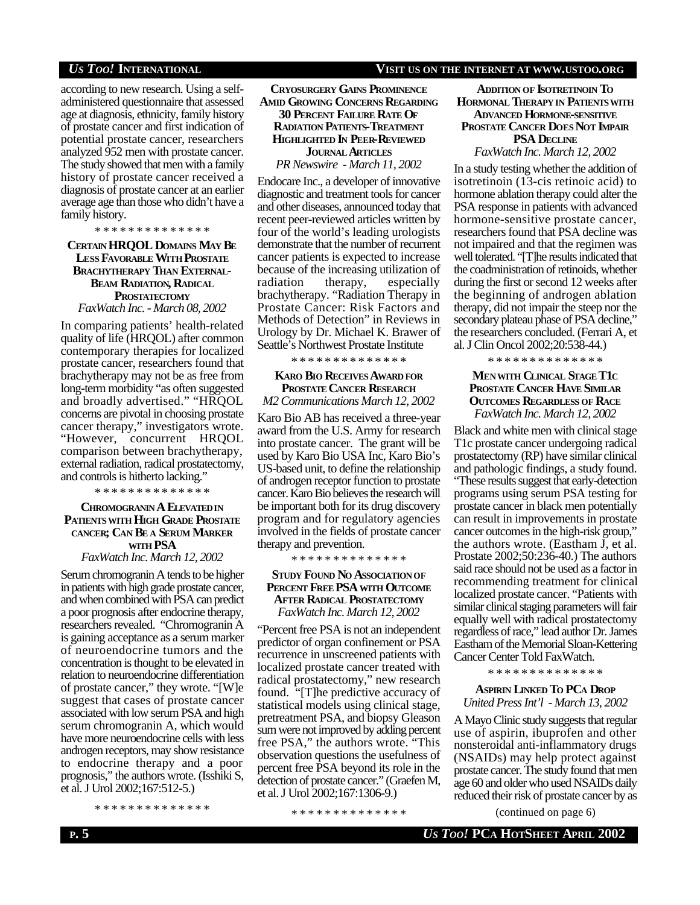according to new research. Using a self-administered questionnaire that assessed age at diagnosis, ethnicity, family history of prostate cancer and first indication of potential prostate cancer, researchers analyzed 952 men with prostate cancer. The study showed that men with a family history of prostate cancer received a diagnosis of prostate cancer at an earlier average age than those who didn't have a family history.

\* \* \* \* \* \* \* \* \* \* \* \* \* \*

### CERTAIN HRQOL DOMAINS MAY BE LESS FAVORABLE WITH PROSTATE BRACHYTHERAPY THAN EXTERNAL-BEAM RADIATION, RADICAL PROSTATECTOMY

*FaxWatch Inc. - March 08, 2002*

In comparing patients' health-related quality of life (HRQOL) after common contemporary therapies for localized prostate cancer, researchers found that brachytherapy may not be as free from long-term morbidity "as often suggested and broadly advertised." "HRQOL concerns are pivotal in choosing prostate cancer therapy," investigators wrote. "However, concurrent HRQOL comparison between brachytherapy, external radiation, radical prostatectomy, and controls is hitherto lacking."

\* \* \* \* \* \* \* \* \* \* \* \* \* \*

### CHROMOGRANIN A ELEVATED IN PATIENTS WITH HIGH GRADE PROSTATE CANCER; CAN BE A SERUM MARKER WITH PSA

*FaxWatch Inc. March 12, 2002*

Serum chromogranin A tends to be higher in patients with high grade prostate cancer, and when combined with PSA can predict a poor prognosis after endocrine therapy, researchers revealed. "Chromogranin A is gaining acceptance as a serum marker of neuroendocrine tumors and the concentration is thought to be elevated in relation to neuroendocrine differentiation of prostate cancer," they wrote. "[W]e suggest that cases of prostate cancer associated with low serum PSA and high serum chromogranin A, which would have more neuroendocrine cells with less androgen receptors, may show resistance to endocrine therapy and a poor prognosis," the authors wrote. (Isshiki S, et al. J Urol 2002;167:512-5.)

\* \* \* \* \* \* \* \* \* \* \* \* \* \*

### CRYOSURGERY GAINS PROMINENCE AMID GROWING CONCERNS REGARDING 30 PERCENT FAILURE RATE OF RADIATION PATIENTS-TREATMENT HIGHLIGHTED IN PEER-REVIEWED JOURNAL ARTICLES

*PR Newswire - March 11, 2002*

Endocare Inc., a developer of innovative diagnostic and treatment tools for cancer and other diseases, announced today that recent peer-reviewed articles written by four of the world's leading urologists demonstrate that the number of recurrent cancer patients is expected to increase because of the increasing utilization of radiation therapy, especially brachytherapy. "Radiation Therapy in Prostate Cancer: Risk Factors and Methods of Detection" in Reviews in Urology by Dr. Michael K. Brawer of Seattle's Northwest Prostate Institute

\* \* \* \* \* \* \* \* \* \* \* \* \* \*

### KARO BIO RECEIVES AWARD FOR PROSTATE CANCER RESEARCH

*M2 Communications March 12, 2002*

Karo Bio AB has received a three-year award from the U.S. Army for research into prostate cancer. The grant will be used by Karo Bio USA Inc, Karo Bio's US-based unit, to define the relationship of androgen receptor function to prostate cancer. Karo Bio believes the research will be important both for its drug discovery program and for regulatory agencies involved in the fields of prostate cancer therapy and prevention.

\* \* \* \* \* \* \* \* \* \* \* \* \* \*

### STUDY FOUND NO ASSOCIATION OF PERCENT FREE PSA WITH OUTCOME AFTER RADICAL PROSTATECTOMY

*FaxWatch Inc. March 12, 2002*

"Percent free PSA is not an independent predictor of organ confinement or PSA recurrence in unscreened patients with localized prostate cancer treated with radical prostatectomy," new research found. "[T]he predictive accuracy of statistical models using clinical stage, pretreatment PSA, and biopsy Gleason sum were not improved by adding percent free PSA," the authors wrote. "This observation questions the usefulness of percent free PSA beyond its role in the detection of prostate cancer." (Graefen M, et al. J Urol 2002;167:1306-9.)

\* \* \* \* \* \* \* \* \* \* \* \* \* \*

### ADDITION OF ISOTRETINOIN TO HORMONAL THERAPY IN PATIENTS WITH ADVANCED HORMONE-SENSITIVE PROSTATE CANCER DOES NOT IMPAIR PSA DECLINE

*FaxWatch Inc. March 12, 2002*

In a study testing whether the addition of isotretinoin (13-cis retinoic acid) to hormone ablation therapy could alter the PSA response in patients with advanced hormone-sensitive prostate cancer, researchers found that PSA decline was not impaired and that the regimen was well tolerated. "[T]he results indicated that the coadministration of retinoids, whether during the first or second 12 weeks after the beginning of androgen ablation therapy, did not impair the steep nor the secondary plateau phase of PSA decline," the researchers concluded. (Ferrari A, et al. J Clin Oncol 2002;20:538-44.)

\* \* \* \* \* \* \* \* \* \* \* \* \* \*

### MEN WITH CLINICAL STAGE T1C PROSTATE CANCER HAVE SIMILAR OUTCOMES REGARDLESS OF RACE

*FaxWatch Inc. March 12, 2002*

Black and white men with clinical stage T1c prostate cancer undergoing radical prostatectomy (RP) have similar clinical and pathologic findings, a study found. "These results suggest that early-detection programs using serum PSA testing for prostate cancer in black men potentially can result in improvements in prostate cancer outcomes in the high-risk group," the authors wrote. (Eastham J, et al. Prostate 2002;50:236-40.) The authors said race should not be used as a factor in recommending treatment for clinical localized prostate cancer. "Patients with similar clinical staging parameters will fair equally well with radical prostatectomy regardless of race," lead author Dr. James Eastham of the Memorial Sloan-Kettering Cancer Center Told FaxWatch.

\* \* \* \* \* \* \* \* \* \* \* \* \* \*

### ASPIRIN LINKED TO PCA DROP

*United Press Int'l - March 13, 2002*

A Mayo Clinic study suggests that regular use of aspirin, ibuprofen and other nonsteroidal anti-inflammatory drugs (NSAIDs) may help protect against prostate cancer. The study found that men age 60 and older who used NSAIDs daily reduced their risk of prostate cancer by as

(continued on page 6)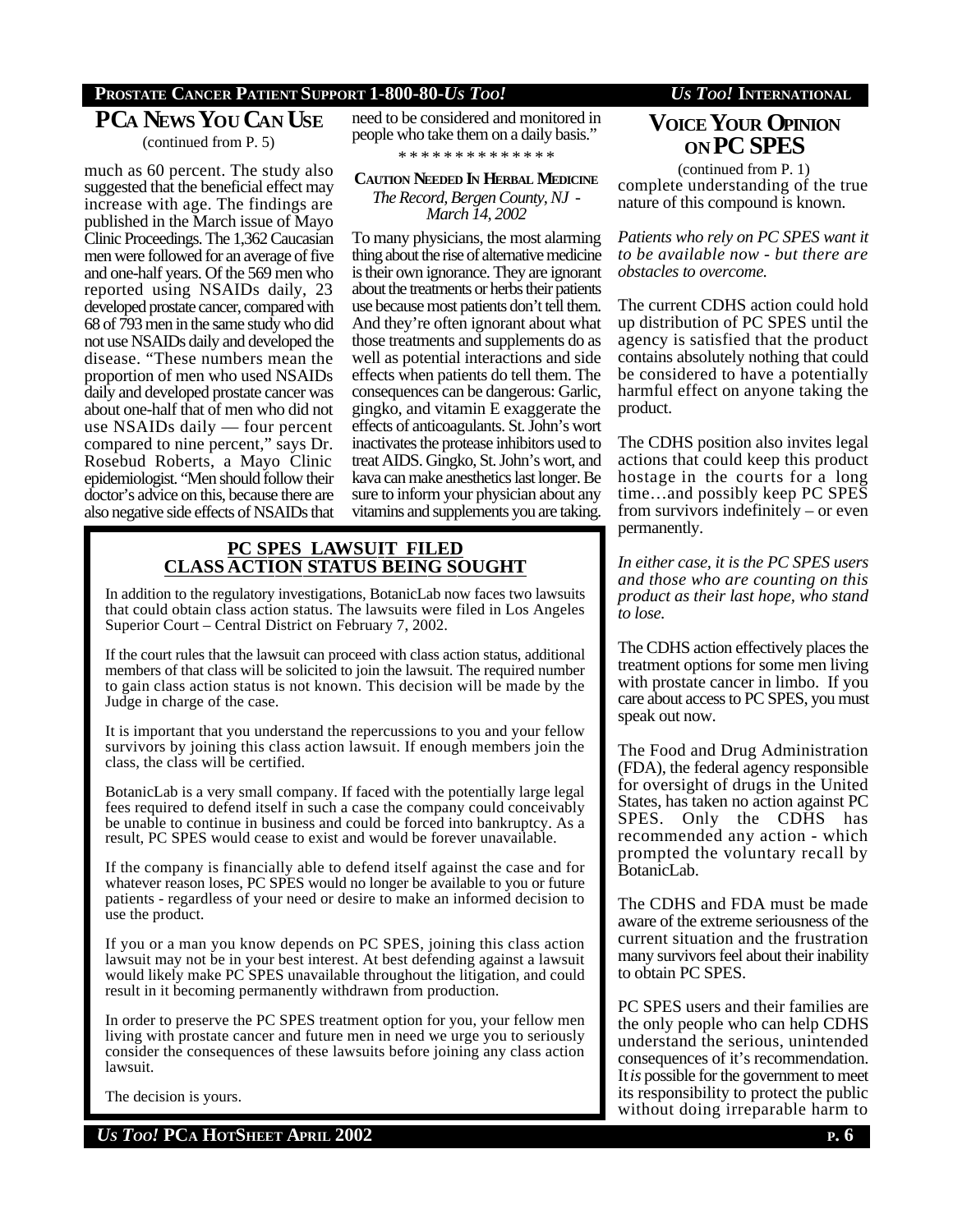## PCA NEWS YOU CAN USE

(continued from P. 5)

much as 60 percent. The study also suggested that the beneficial effect may increase with age. The findings are published in the March issue of Mayo Clinic Proceedings. The 1,362 Caucasian men were followed for an average of five and one-half years. Of the 569 men who reported using NSAIDs daily, 23 developed prostate cancer, compared with 68 of 793 men in the same study who did not use NSAIDs daily and developed the disease. "These numbers mean the proportion of men who used NSAIDs daily and developed prostate cancer was about one-half that of men who did not use NSAIDs daily — four percent compared to nine percent," says Dr. Rosebud Roberts, a Mayo Clinic epidemiologist. "Men should follow their doctor's advice on this, because there are also negative side effects of NSAIDs that need to be considered and monitored in people who take them on a daily basis."

* * * * * * * * * * * * * *

### CAUTION NEEDED IN HERBAL MEDICINE

*The Record, Bergen County, NJ - March 14, 2002*

To many physicians, the most alarming thing about the rise of alternative medicine is their own ignorance. They are ignorant about the treatments or herbs their patients use because most patients don't tell them. And they're often ignorant about what those treatments and supplements do as well as potential interactions and side effects when patients do tell them. The consequences can be dangerous: Garlic, gingko, and vitamin E exaggerate the effects of anticoagulants. St. John's wort inactivates the protease inhibitors used to treat AIDS. Gingko, St. John's wort, and kava can make anesthetics last longer. Be sure to inform your physician about any vitamins and supplements you are taking.

### PC SPES LAWSUIT FILED CLASS ACTION STATUS BEING SOUGHT

In addition to the regulatory investigations, BotanicLab now faces two lawsuits that could obtain class action status. The lawsuits were filed in Los Angeles Superior Court – Central District on February 7, 2002.

If the court rules that the lawsuit can proceed with class action status, additional members of that class will be solicited to join the lawsuit. The required number to gain class action status is not known. This decision will be made by the Judge in charge of the case.

It is important that you understand the repercussions to you and your fellow survivors by joining this class action lawsuit. If enough members join the class, the class will be certified.

BotanicLab is a very small company. If faced with the potentially large legal fees required to defend itself in such a case the company could conceivably be unable to continue in business and could be forced into bankruptcy. As a result, PC SPES would cease to exist and would be forever unavailable.

If the company is financially able to defend itself against the case and for whatever reason loses, PC SPES would no longer be available to you or future patients - regardless of your need or desire to make an informed decision to use the product.

If you or a man you know depends on PC SPES, joining this class action lawsuit may not be in your best interest. At best defending against a lawsuit would likely make PC SPES unavailable throughout the litigation, and could result in it becoming permanently withdrawn from production.

In order to preserve the PC SPES treatment option for you, your fellow men living with prostate cancer and future men in need we urge you to seriously consider the consequences of these lawsuits before joining any class action lawsuit.

The decision is yours.

## VOICE YOUR OPINION ON PC SPES

(continued from P. 1)

complete understanding of the true nature of this compound is known.

*Patients who rely on PC SPES want it to be available now - but there are obstacles to overcome.*

The current CDHS action could hold up distribution of PC SPES until the agency is satisfied that the product contains absolutely nothing that could be considered to have a potentially harmful effect on anyone taking the product.

The CDHS position also invites legal actions that could keep this product hostage in the courts for a long time…and possibly keep PC SPES from survivors indefinitely – or even permanently.

*In either case, it is the PC SPES users and those who are counting on this product as their last hope, who stand to lose.*

The CDHS action effectively places the treatment options for some men living with prostate cancer in limbo. If you care about access to PC SPES, you must speak out now.

The Food and Drug Administration (FDA), the federal agency responsible for oversight of drugs in the United States, has taken no action against PC SPES. Only the CDHS has recommended any action - which prompted the voluntary recall by BotanicLab.

The CDHS and FDA must be made aware of the extreme seriousness of the current situation and the frustration many survivors feel about their inability to obtain PC SPES.

PC SPES users and their families are the only people who can help CDHS understand the serious, unintended consequences of it's recommendation. It *is* possible for the government to meet its responsibility to protect the public without doing irreparable harm to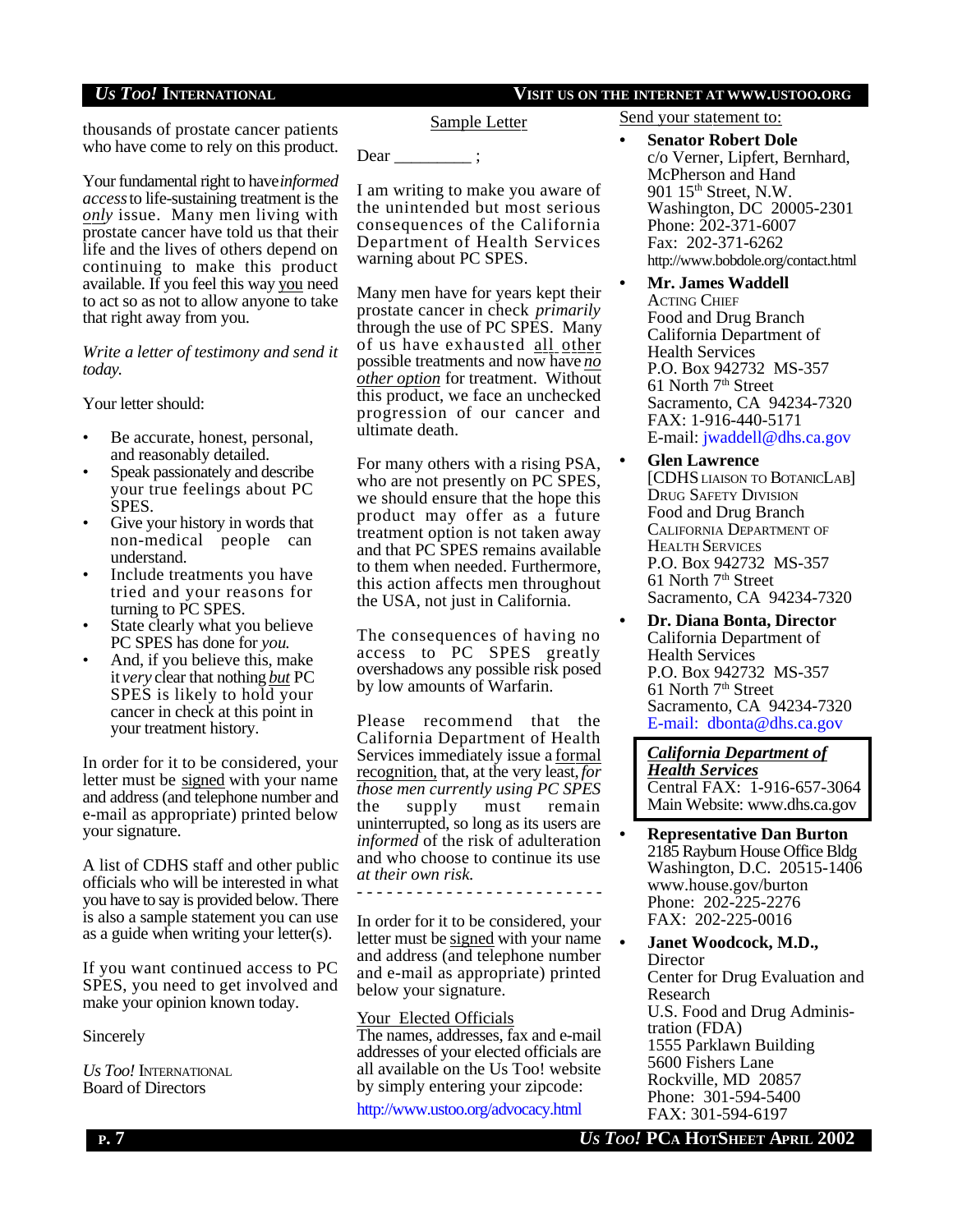thousands of prostate cancer patients who have come to rely on this product.

Your fundamental right to have *informed access* to life-sustaining treatment is the ***only*** issue. Many men living with prostate cancer have told us that their life and the lives of others depend on continuing to make this product available. If you feel this way you need to act so as not to allow anyone to take that right away from you.

*Write a letter of testimony and send it today.*

Your letter should:

- Be accurate, honest, personal, and reasonably detailed.
- Speak passionately and describe your true feelings about PC SPES.
- Give your history in words that non-medical people can understand.
- Include treatments you have tried and your reasons for turning to PC SPES.
- State clearly what you believe PC SPES has done for *you.*
- And, if you believe this, make it *very* clear that nothing *but* PC SPES is likely to hold your cancer in check at this point in your treatment history.

In order for it to be considered, your letter must be signed with your name and address (and telephone number and e-mail as appropriate) printed below your signature.

A list of CDHS staff and other public officials who will be interested in what you have to say is provided below. There is also a sample statement you can use as a guide when writing your letter(s).

If you want continued access to PC SPES, you need to get involved and make your opinion known today.

Sincerely

*Us Too!* International
Board of Directors

## Sample Letter

Dear _________ ;

I am writing to make you aware of the unintended but most serious consequences of the California Department of Health Services warning about PC SPES.

Many men have for years kept their prostate cancer in check *primarily* through the use of PC SPES. Many of us have exhausted all other possible treatments and now have ***no other option*** for treatment. Without this product, we face an unchecked progression of our cancer and ultimate death.

For many others with a rising PSA, who are not presently on PC SPES, we should ensure that the hope this product may offer as a future treatment option is not taken away and that PC SPES remains available to them when needed. Furthermore, this action affects men throughout the USA, not just in California.

The consequences of having no access to PC SPES greatly overshadows any possible risk posed by low amounts of Warfarin.

Please recommend that the California Department of Health Services immediately issue a formal recognition, that, at the very least, *for those men currently using PC SPES* the supply must remain uninterrupted, so long as its users are *informed* of the risk of adulteration and who choose to continue its use *at their own risk.*

- - - - - - - - - - - - - - - - - - - - - - - -

In order for it to be considered, your letter must be signed with your name and address (and telephone number and e-mail as appropriate) printed below your signature.

**Your Elected Officials**

The names, addresses, fax and e-mail addresses of your elected officials are all available on the Us Too! website by simply entering your zipcode:

http://www.ustoo.org/advocacy.html

## Send your statement to:

- **Senator Robert Dole**
  c/o Verner, Lipfert, Bernhard, McPherson and Hand
  901 15th Street, N.W.
  Washington, DC 20005-2301
  Phone: 202-371-6007
  Fax: 202-371-6262
  http://www.bobdole.org/contact.html

- **Mr. James Waddell**
  Acting Chief
  Food and Drug Branch
  California Department of Health Services
  P.O. Box 942732 MS-357
  61 North 7th Street
  Sacramento, CA 94234-7320
  FAX: 1-916-440-5171
  E-mail: jwaddell@dhs.ca.gov

- **Glen Lawrence**
  [CDHS liaison to BotanicLab]
  Drug Safety Division
  Food and Drug Branch
  California Department of Health Services
  P.O. Box 942732 MS-357
  61 North 7th Street
  Sacramento, CA 94234-7320

- **Dr. Diana Bonta, Director**
  California Department of Health Services
  P.O. Box 942732 MS-357
  61 North 7th Street
  Sacramento, CA 94234-7320
  E-mail: dbonta@dhs.ca.gov

> ***California Department of Health Services***
> Central FAX: 1-916-657-3064
> Main Website: www.dhs.ca.gov

- **Representative Dan Burton**
  2185 Rayburn House Office Bldg
  Washington, D.C. 20515-1406
  www.house.gov/burton
  Phone: 202-225-2276
  FAX: 202-225-0016

- **Janet Woodcock, M.D.,**
  Director
  Center for Drug Evaluation and Research
  U.S. Food and Drug Administration (FDA)
  1555 Parklawn Building
  5600 Fishers Lane
  Rockville, MD 20857
  Phone: 301-594-5400
  FAX: 301-594-6197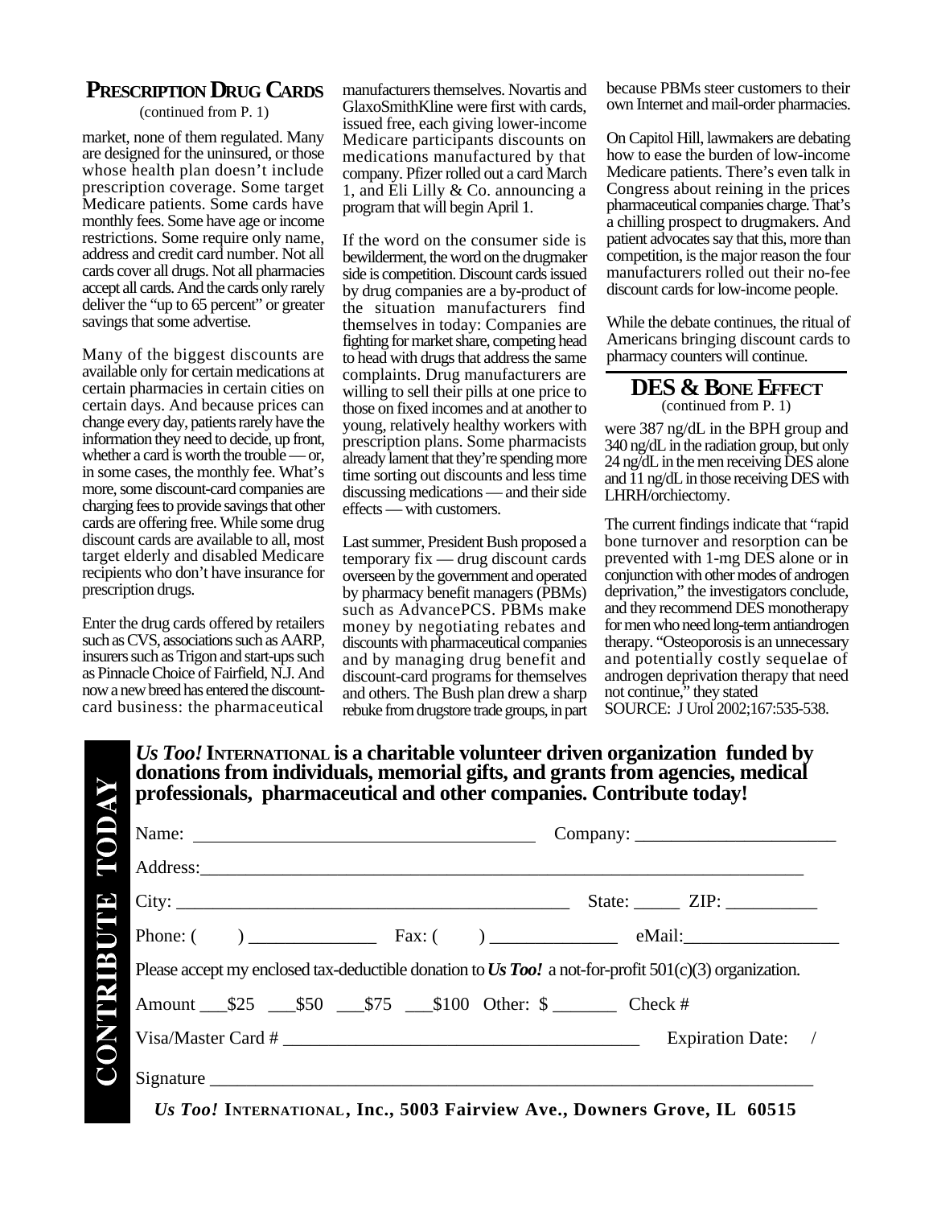## PRESCRIPTION DRUG CARDS

(continued from P. 1)

market, none of them regulated. Many are designed for the uninsured, or those whose health plan doesn't include prescription coverage. Some target Medicare patients. Some cards have monthly fees. Some have age or income restrictions. Some require only name, address and credit card number. Not all cards cover all drugs. Not all pharmacies accept all cards. And the cards only rarely deliver the "up to 65 percent" or greater savings that some advertise.

Many of the biggest discounts are available only for certain medications at certain pharmacies in certain cities on certain days. And because prices can change every day, patients rarely have the information they need to decide, up front, whether a card is worth the trouble — or, in some cases, the monthly fee. What's more, some discount-card companies are charging fees to provide savings that other cards are offering free. While some drug discount cards are available to all, most target elderly and disabled Medicare recipients who don't have insurance for prescription drugs.

Enter the drug cards offered by retailers such as CVS, associations such as AARP, insurers such as Trigon and start-ups such as Pinnacle Choice of Fairfield, N.J. And now a new breed has entered the discount-card business: the pharmaceutical manufacturers themselves. Novartis and GlaxoSmithKline were first with cards, issued free, each giving lower-income Medicare participants discounts on medications manufactured by that company. Pfizer rolled out a card March 1, and Eli Lilly & Co. announcing a program that will begin April 1.

If the word on the consumer side is bewilderment, the word on the drugmaker side is competition. Discount cards issued by drug companies are a by-product of the situation manufacturers find themselves in today: Companies are fighting for market share, competing head to head with drugs that address the same complaints. Drug manufacturers are willing to sell their pills at one price to those on fixed incomes and at another to young, relatively healthy workers with prescription plans. Some pharmacists already lament that they're spending more time sorting out discounts and less time discussing medications — and their side effects — with customers.

Last summer, President Bush proposed a temporary fix — drug discount cards overseen by the government and operated by pharmacy benefit managers (PBMs) such as AdvancePCS. PBMs make money by negotiating rebates and discounts with pharmaceutical companies and by managing drug benefit and discount-card programs for themselves and others. The Bush plan drew a sharp rebuke from drugstore trade groups, in part because PBMs steer customers to their own Internet and mail-order pharmacies.

On Capitol Hill, lawmakers are debating how to ease the burden of low-income Medicare patients. There's even talk in Congress about reining in the prices pharmaceutical companies charge. That's a chilling prospect to drugmakers. And patient advocates say that this, more than competition, is the major reason the four manufacturers rolled out their no-fee discount cards for low-income people.

While the debate continues, the ritual of Americans bringing discount cards to pharmacy counters will continue.

## DES & BONE EFFECT

(continued from P. 1)

were 387 ng/dL in the BPH group and 340 ng/dL in the radiation group, but only 24 ng/dL in the men receiving DES alone and 11 ng/dL in those receiving DES with LHRH/orchiectomy.

The current findings indicate that "rapid bone turnover and resorption can be prevented with 1-mg DES alone or in conjunction with other modes of androgen deprivation," the investigators conclude, and they recommend DES monotherapy for men who need long-term antiandrogen therapy. "Osteoporosis is an unnecessary and potentially costly sequelae of androgen deprivation therapy that need not continue," they stated

SOURCE: J Urol 2002;167:535-538.

---

**CONTRIBUTE TODAY**

***Us Too!* INTERNATIONAL is a charitable volunteer driven organization funded by donations from individuals, memorial gifts, and grants from agencies, medical professionals, pharmaceutical and other companies. Contribute today!**

Name: ___________________________________ Company: _____________________

Address:_________________________________________________________________

City: ________________________________________ State: _____ ZIP: __________

Phone: ( ) _____________ Fax: ( ) _____________ eMail:_________________

Please accept my enclosed tax-deductible donation to ***Us Too!*** a not-for-profit 501(c)(3) organization.

Amount ___$25 ___$50 ___$75 ___$100 Other: $ _______ Check #

Visa/Master Card # ______________________________________ Expiration Date: /

Signature _______________________________________________________________

***Us Too!* INTERNATIONAL, Inc., 5003 Fairview Ave., Downers Grove, IL 60515**